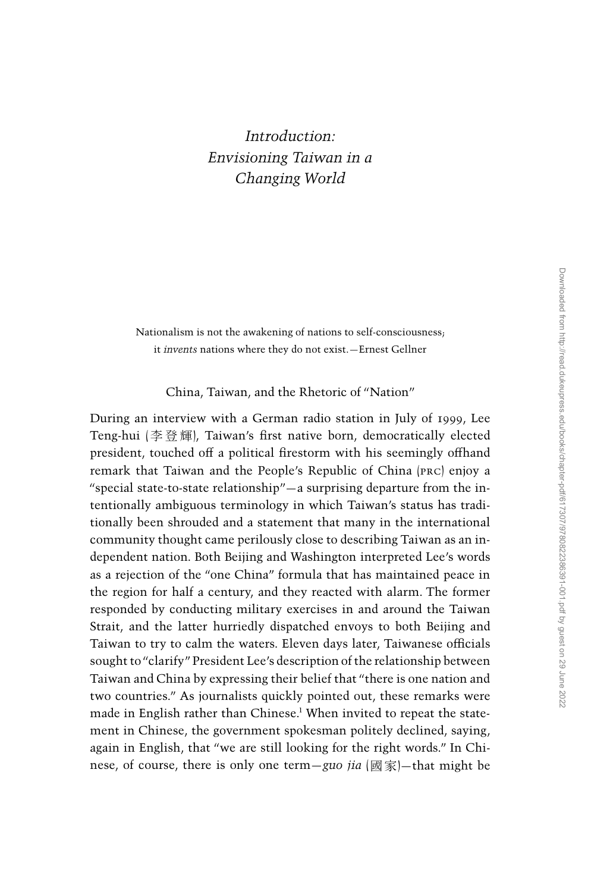# Introduction: Envisioning Taiwan in a Changing World

Nationalism is not the awakening of nations to self-consciousness; it *invents* nations where they do not exist.—Ernest Gellner

## China, Taiwan, and the Rhetoric of "Nation"

During an interview with a German radio station in July of 1999, Lee Teng-hui (李登輝), Taiwan's first native born, democratically elected president, touched off a political firestorm with his seemingly offhand remark that Taiwan and the People's Republic of China (PRC) enjoy a "special state-to-state relationship"—a surprising departure from the intentionally ambiguous terminology in which Taiwan's status has traditionally been shrouded and a statement that many in the international community thought came perilously close to describing Taiwan as an independent nation. Both Beijing and Washington interpreted Lee's words as a rejection of the "one China" formula that has maintained peace in the region for half a century, and they reacted with alarm. The former responded by conducting military exercises in and around the Taiwan Strait, and the latter hurriedly dispatched envoys to both Beijing and Taiwan to try to calm the waters. Eleven days later, Taiwanese officials sought to "clarify" President Lee's description of the relationship between Taiwan and China by expressing their belief that "there is one nation and two countries." As journalists quickly pointed out, these remarks were made in English rather than Chinese.[1] When invited to repeat the statement in Chinese, the government spokesman politely declined, saying, again in English, that "we are still looking for the right words." In Chinese, of course, there is only one term—*guo jia* (國家)—that might be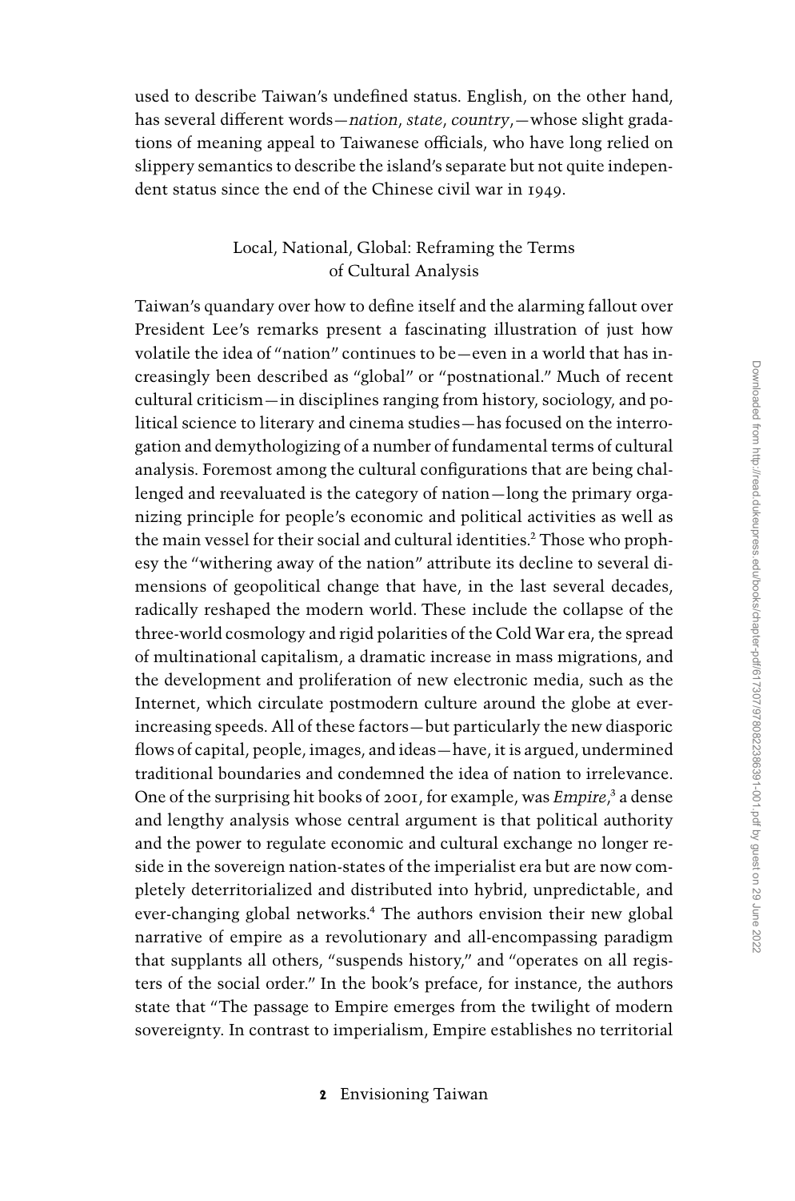used to describe Taiwan's undefined status. English, on the other hand, has several different words—*nation*, *state*, *country*,—whose slight gradations of meaning appeal to Taiwanese officials, who have long relied on slippery semantics to describe the island's separate but not quite independent status since the end of the Chinese civil war in 1949.

## Local, National, Global: Reframing the Terms of Cultural Analysis

Taiwan's quandary over how to define itself and the alarming fallout over President Lee's remarks present a fascinating illustration of just how volatile the idea of "nation" continues to be—even in a world that has increasingly been described as "global" or "postnational." Much of recent cultural criticism—in disciplines ranging from history, sociology, and political science to literary and cinema studies—has focused on the interrogation and demythologizing of a number of fundamental terms of cultural analysis. Foremost among the cultural configurations that are being challenged and reevaluated is the category of nation—long the primary organizing principle for people's economic and political activities as well as the main vessel for their social and cultural identities.[2] Those who prophesy the "withering away of the nation" attribute its decline to several dimensions of geopolitical change that have, in the last several decades, radically reshaped the modern world. These include the collapse of the three-world cosmology and rigid polarities of the Cold War era, the spread of multinational capitalism, a dramatic increase in mass migrations, and the development and proliferation of new electronic media, such as the Internet, which circulate postmodern culture around the globe at ever-increasing speeds. All of these factors—but particularly the new diasporic flows of capital, people, images, and ideas—have, it is argued, undermined traditional boundaries and condemned the idea of nation to irrelevance. One of the surprising hit books of 2001, for example, was *Empire*,[3] a dense and lengthy analysis whose central argument is that political authority and the power to regulate economic and cultural exchange no longer reside in the sovereign nation-states of the imperialist era but are now completely deterritorialized and distributed into hybrid, unpredictable, and ever-changing global networks.[4] The authors envision their new global narrative of empire as a revolutionary and all-encompassing paradigm that supplants all others, "suspends history," and "operates on all registers of the social order." In the book's preface, for instance, the authors state that "The passage to Empire emerges from the twilight of modern sovereignty. In contrast to imperialism, Empire establishes no territorial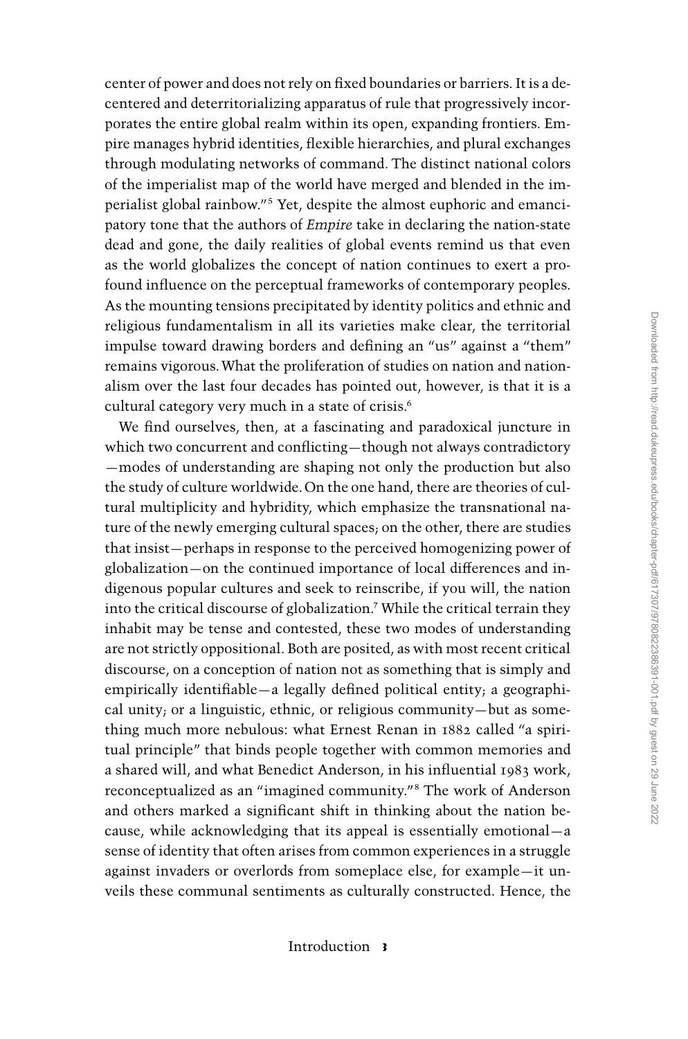center of power and does not rely on fixed boundaries or barriers. It is a decentered and deterritorializing apparatus of rule that progressively incorporates the entire global realm within its open, expanding frontiers. Empire manages hybrid identities, flexible hierarchies, and plural exchanges through modulating networks of command. The distinct national colors of the imperialist map of the world have merged and blended in the imperialist global rainbow."[5] Yet, despite the almost euphoric and emancipatory tone that the authors of *Empire* take in declaring the nation-state dead and gone, the daily realities of global events remind us that even as the world globalizes the concept of nation continues to exert a profound influence on the perceptual frameworks of contemporary peoples. As the mounting tensions precipitated by identity politics and ethnic and religious fundamentalism in all its varieties make clear, the territorial impulse toward drawing borders and defining an "us" against a "them" remains vigorous. What the proliferation of studies on nation and nationalism over the last four decades has pointed out, however, is that it is a cultural category very much in a state of crisis.[6]

We find ourselves, then, at a fascinating and paradoxical juncture in which two concurrent and conflicting—though not always contradictory—modes of understanding are shaping not only the production but also the study of culture worldwide. On the one hand, there are theories of cultural multiplicity and hybridity, which emphasize the transnational nature of the newly emerging cultural spaces; on the other, there are studies that insist—perhaps in response to the perceived homogenizing power of globalization—on the continued importance of local differences and indigenous popular cultures and seek to reinscribe, if you will, the nation into the critical discourse of globalization.[7] While the critical terrain they inhabit may be tense and contested, these two modes of understanding are not strictly oppositional. Both are posited, as with most recent critical discourse, on a conception of nation not as something that is simply and empirically identifiable—a legally defined political entity; a geographical unity; or a linguistic, ethnic, or religious community—but as something much more nebulous: what Ernest Renan in 1882 called "a spiritual principle" that binds people together with common memories and a shared will, and what Benedict Anderson, in his influential 1983 work, reconceptualized as an "imagined community."[8] The work of Anderson and others marked a significant shift in thinking about the nation because, while acknowledging that its appeal is essentially emotional—a sense of identity that often arises from common experiences in a struggle against invaders or overlords from someplace else, for example—it unveils these communal sentiments as culturally constructed. Hence, the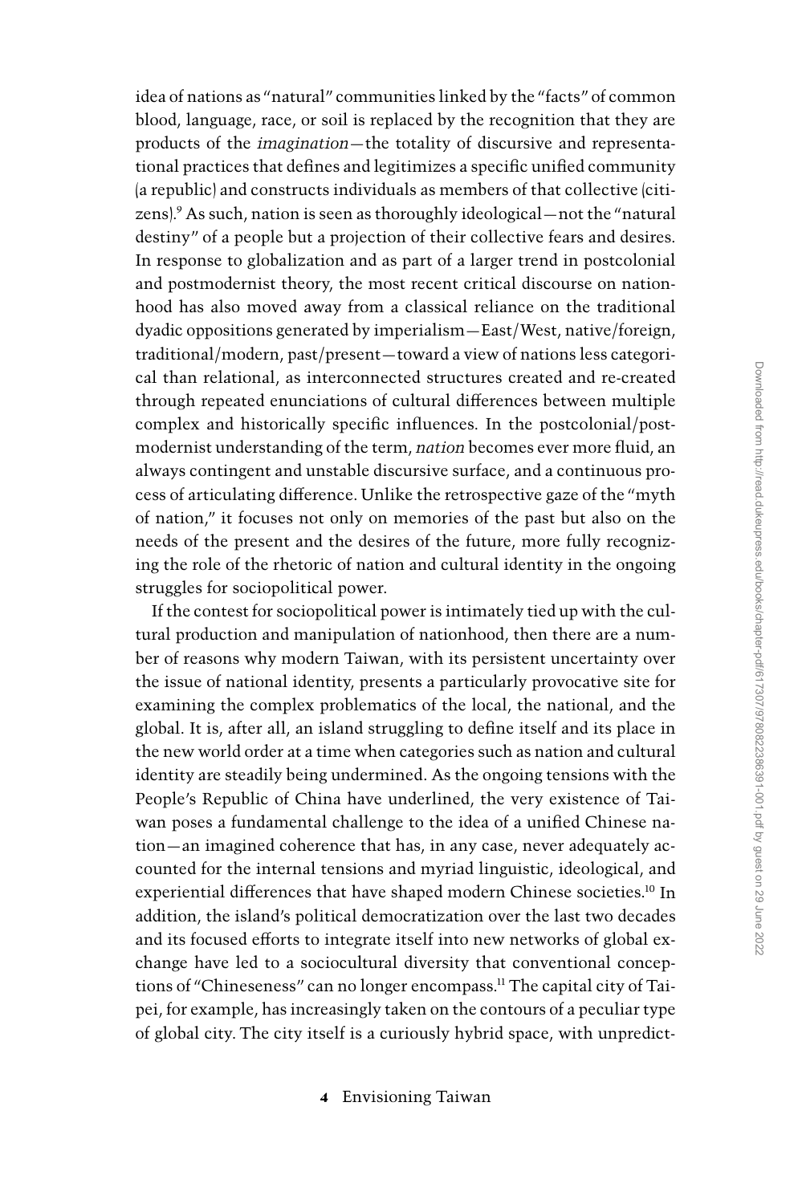idea of nations as "natural" communities linked by the "facts" of common blood, language, race, or soil is replaced by the recognition that they are products of the *imagination*—the totality of discursive and representational practices that defines and legitimizes a specific unified community (a republic) and constructs individuals as members of that collective (citizens).[9] As such, nation is seen as thoroughly ideological—not the "natural destiny" of a people but a projection of their collective fears and desires. In response to globalization and as part of a larger trend in postcolonial and postmodernist theory, the most recent critical discourse on nationhood has also moved away from a classical reliance on the traditional dyadic oppositions generated by imperialism—East/West, native/foreign, traditional/modern, past/present—toward a view of nations less categorical than relational, as interconnected structures created and re-created through repeated enunciations of cultural differences between multiple complex and historically specific influences. In the postcolonial/postmodernist understanding of the term, *nation* becomes ever more fluid, an always contingent and unstable discursive surface, and a continuous process of articulating difference. Unlike the retrospective gaze of the "myth of nation," it focuses not only on memories of the past but also on the needs of the present and the desires of the future, more fully recognizing the role of the rhetoric of nation and cultural identity in the ongoing struggles for sociopolitical power.

If the contest for sociopolitical power is intimately tied up with the cultural production and manipulation of nationhood, then there are a number of reasons why modern Taiwan, with its persistent uncertainty over the issue of national identity, presents a particularly provocative site for examining the complex problematics of the local, the national, and the global. It is, after all, an island struggling to define itself and its place in the new world order at a time when categories such as nation and cultural identity are steadily being undermined. As the ongoing tensions with the People's Republic of China have underlined, the very existence of Taiwan poses a fundamental challenge to the idea of a unified Chinese nation—an imagined coherence that has, in any case, never adequately accounted for the internal tensions and myriad linguistic, ideological, and experiential differences that have shaped modern Chinese societies.[10] In addition, the island's political democratization over the last two decades and its focused efforts to integrate itself into new networks of global exchange have led to a sociocultural diversity that conventional conceptions of "Chineseness" can no longer encompass.[11] The capital city of Taipei, for example, has increasingly taken on the contours of a peculiar type of global city. The city itself is a curiously hybrid space, with unpredict-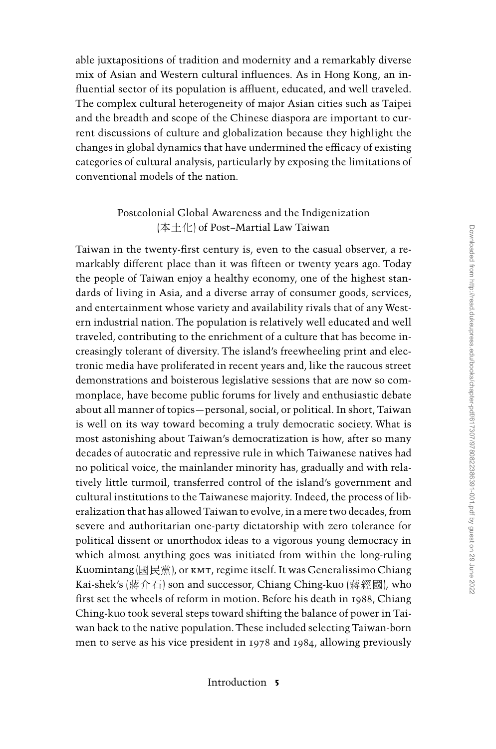able juxtapositions of tradition and modernity and a remarkably diverse mix of Asian and Western cultural influences. As in Hong Kong, an influential sector of its population is affluent, educated, and well traveled. The complex cultural heterogeneity of major Asian cities such as Taipei and the breadth and scope of the Chinese diaspora are important to current discussions of culture and globalization because they highlight the changes in global dynamics that have undermined the efficacy of existing categories of cultural analysis, particularly by exposing the limitations of conventional models of the nation.

## Postcolonial Global Awareness and the Indigenization (本土化) of Post–Martial Law Taiwan

Taiwan in the twenty-first century is, even to the casual observer, a remarkably different place than it was fifteen or twenty years ago. Today the people of Taiwan enjoy a healthy economy, one of the highest standards of living in Asia, and a diverse array of consumer goods, services, and entertainment whose variety and availability rivals that of any Western industrial nation. The population is relatively well educated and well traveled, contributing to the enrichment of a culture that has become increasingly tolerant of diversity. The island's freewheeling print and electronic media have proliferated in recent years and, like the raucous street demonstrations and boisterous legislative sessions that are now so commonplace, have become public forums for lively and enthusiastic debate about all manner of topics—personal, social, or political. In short, Taiwan is well on its way toward becoming a truly democratic society. What is most astonishing about Taiwan's democratization is how, after so many decades of autocratic and repressive rule in which Taiwanese natives had no political voice, the mainlander minority has, gradually and with relatively little turmoil, transferred control of the island's government and cultural institutions to the Taiwanese majority. Indeed, the process of liberalization that has allowed Taiwan to evolve, in a mere two decades, from severe and authoritarian one-party dictatorship with zero tolerance for political dissent or unorthodox ideas to a vigorous young democracy in which almost anything goes was initiated from within the long-ruling Kuomintang (國民黨), or KMT, regime itself. It was Generalissimo Chiang Kai-shek's (蔣介石) son and successor, Chiang Ching-kuo (蔣經國), who first set the wheels of reform in motion. Before his death in 1988, Chiang Ching-kuo took several steps toward shifting the balance of power in Taiwan back to the native population. These included selecting Taiwan-born men to serve as his vice president in 1978 and 1984, allowing previously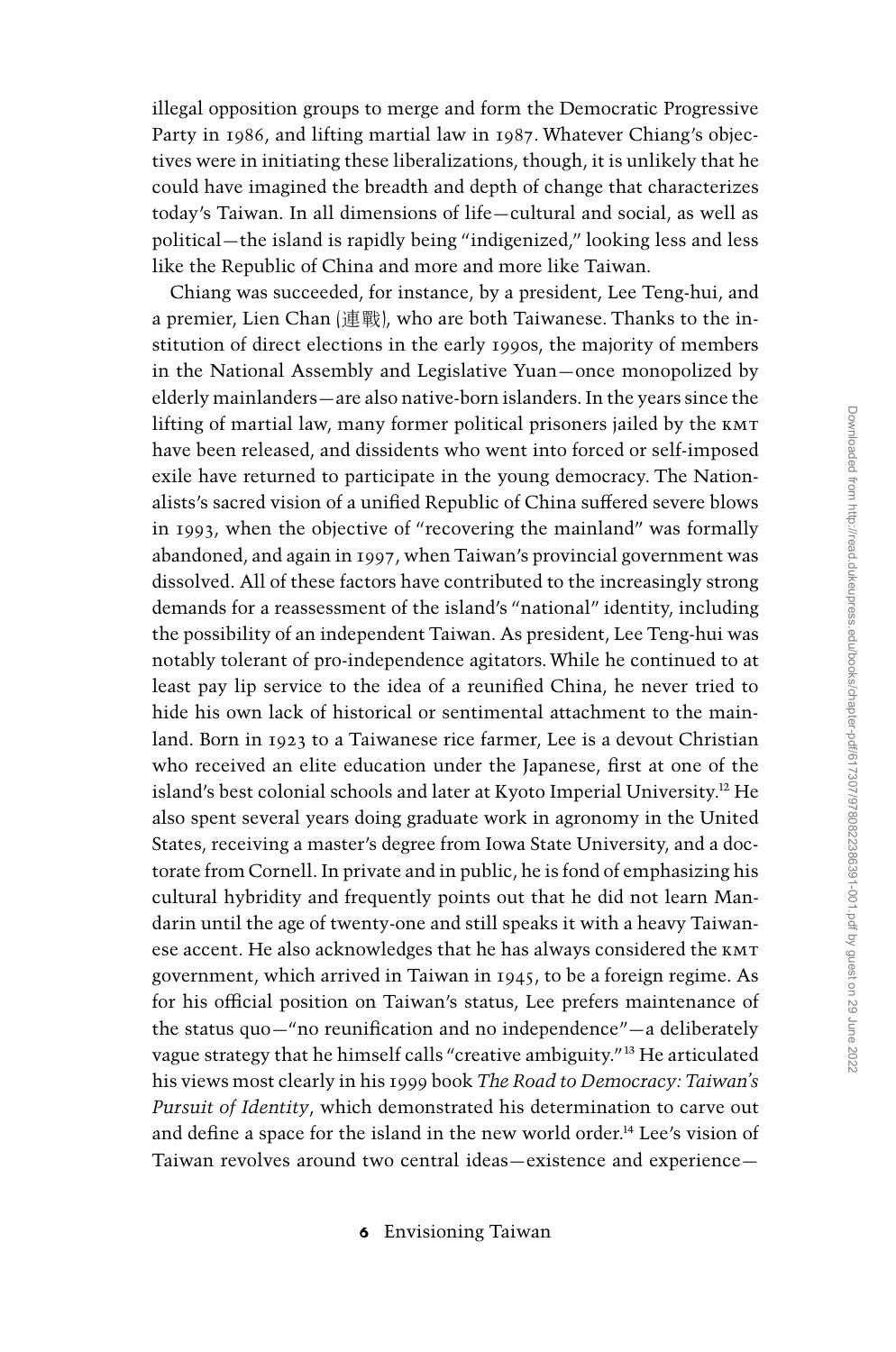illegal opposition groups to merge and form the Democratic Progressive Party in 1986, and lifting martial law in 1987. Whatever Chiang's objectives were in initiating these liberalizations, though, it is unlikely that he could have imagined the breadth and depth of change that characterizes today's Taiwan. In all dimensions of life—cultural and social, as well as political—the island is rapidly being "indigenized," looking less and less like the Republic of China and more and more like Taiwan.

Chiang was succeeded, for instance, by a president, Lee Teng-hui, and a premier, Lien Chan (連戰), who are both Taiwanese. Thanks to the institution of direct elections in the early 1990s, the majority of members in the National Assembly and Legislative Yuan—once monopolized by elderly mainlanders—are also native-born islanders. In the years since the lifting of martial law, many former political prisoners jailed by the KMT have been released, and dissidents who went into forced or self-imposed exile have returned to participate in the young democracy. The Nationalists's sacred vision of a unified Republic of China suffered severe blows in 1993, when the objective of "recovering the mainland" was formally abandoned, and again in 1997, when Taiwan's provincial government was dissolved. All of these factors have contributed to the increasingly strong demands for a reassessment of the island's "national" identity, including the possibility of an independent Taiwan. As president, Lee Teng-hui was notably tolerant of pro-independence agitators. While he continued to at least pay lip service to the idea of a reunified China, he never tried to hide his own lack of historical or sentimental attachment to the mainland. Born in 1923 to a Taiwanese rice farmer, Lee is a devout Christian who received an elite education under the Japanese, first at one of the island's best colonial schools and later at Kyoto Imperial University.[12] He also spent several years doing graduate work in agronomy in the United States, receiving a master's degree from Iowa State University, and a doctorate from Cornell. In private and in public, he is fond of emphasizing his cultural hybridity and frequently points out that he did not learn Mandarin until the age of twenty-one and still speaks it with a heavy Taiwanese accent. He also acknowledges that he has always considered the KMT government, which arrived in Taiwan in 1945, to be a foreign regime. As for his official position on Taiwan's status, Lee prefers maintenance of the status quo—"no reunification and no independence"—a deliberately vague strategy that he himself calls "creative ambiguity."[13] He articulated his views most clearly in his 1999 book *The Road to Democracy: Taiwan's Pursuit of Identity*, which demonstrated his determination to carve out and define a space for the island in the new world order.[14] Lee's vision of Taiwan revolves around two central ideas—existence and experience—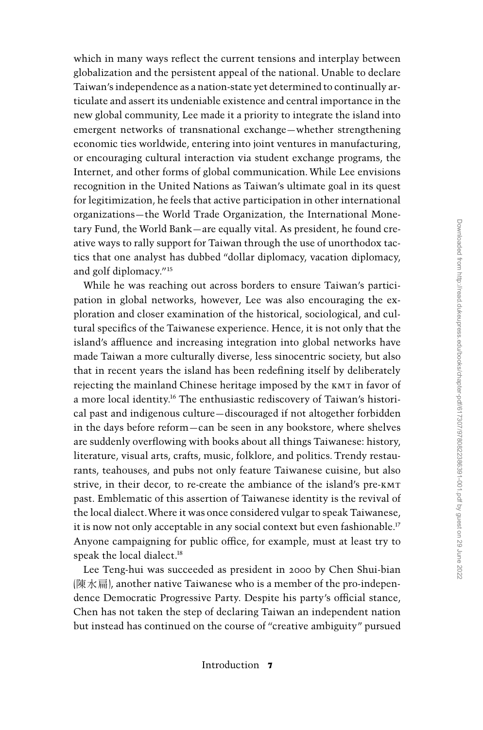which in many ways reflect the current tensions and interplay between globalization and the persistent appeal of the national. Unable to declare Taiwan's independence as a nation-state yet determined to continually articulate and assert its undeniable existence and central importance in the new global community, Lee made it a priority to integrate the island into emergent networks of transnational exchange—whether strengthening economic ties worldwide, entering into joint ventures in manufacturing, or encouraging cultural interaction via student exchange programs, the Internet, and other forms of global communication. While Lee envisions recognition in the United Nations as Taiwan's ultimate goal in its quest for legitimization, he feels that active participation in other international organizations—the World Trade Organization, the International Monetary Fund, the World Bank—are equally vital. As president, he found creative ways to rally support for Taiwan through the use of unorthodox tactics that one analyst has dubbed "dollar diplomacy, vacation diplomacy, and golf diplomacy."[15]

While he was reaching out across borders to ensure Taiwan's participation in global networks, however, Lee was also encouraging the exploration and closer examination of the historical, sociological, and cultural specifics of the Taiwanese experience. Hence, it is not only that the island's affluence and increasing integration into global networks have made Taiwan a more culturally diverse, less sinocentric society, but also that in recent years the island has been redefining itself by deliberately rejecting the mainland Chinese heritage imposed by the KMT in favor of a more local identity.[16] The enthusiastic rediscovery of Taiwan's historical past and indigenous culture—discouraged if not altogether forbidden in the days before reform—can be seen in any bookstore, where shelves are suddenly overflowing with books about all things Taiwanese: history, literature, visual arts, crafts, music, folklore, and politics. Trendy restaurants, teahouses, and pubs not only feature Taiwanese cuisine, but also strive, in their decor, to re-create the ambiance of the island's pre-KMT past. Emblematic of this assertion of Taiwanese identity is the revival of the local dialect. Where it was once considered vulgar to speak Taiwanese, it is now not only acceptable in any social context but even fashionable.[17] Anyone campaigning for public office, for example, must at least try to speak the local dialect.[18]

Lee Teng-hui was succeeded as president in 2000 by Chen Shui-bian (陳水扁), another native Taiwanese who is a member of the pro-independence Democratic Progressive Party. Despite his party's official stance, Chen has not taken the step of declaring Taiwan an independent nation but instead has continued on the course of "creative ambiguity" pursued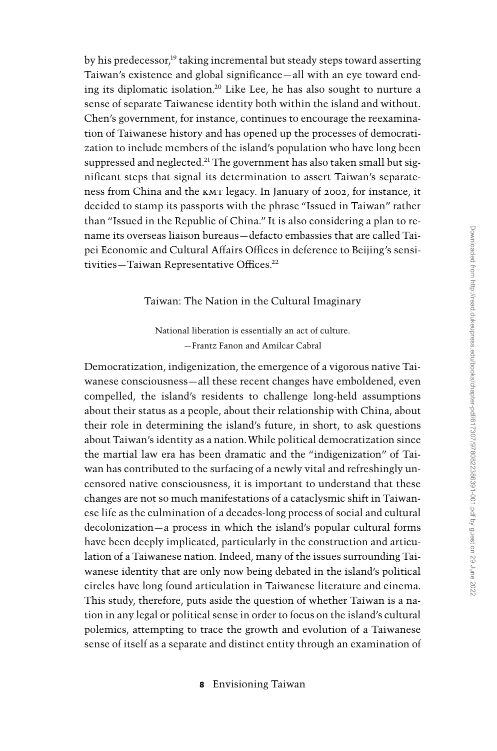by his predecessor,[19] taking incremental but steady steps toward asserting Taiwan's existence and global significance—all with an eye toward ending its diplomatic isolation.[20] Like Lee, he has also sought to nurture a sense of separate Taiwanese identity both within the island and without. Chen's government, for instance, continues to encourage the reexamination of Taiwanese history and has opened up the processes of democratization to include members of the island's population who have long been suppressed and neglected.[21] The government has also taken small but significant steps that signal its determination to assert Taiwan's separateness from China and the KMT legacy. In January of 2002, for instance, it decided to stamp its passports with the phrase "Issued in Taiwan" rather than "Issued in the Republic of China." It is also considering a plan to rename its overseas liaison bureaus—defacto embassies that are called Taipei Economic and Cultural Affairs Offices in deference to Beijing's sensitivities—Taiwan Representative Offices.[22]

## Taiwan: The Nation in the Cultural Imaginary

> National liberation is essentially an act of culture.
> —Frantz Fanon and Amilcar Cabral

Democratization, indigenization, the emergence of a vigorous native Taiwanese consciousness—all these recent changes have emboldened, even compelled, the island's residents to challenge long-held assumptions about their status as a people, about their relationship with China, about their role in determining the island's future, in short, to ask questions about Taiwan's identity as a nation. While political democratization since the martial law era has been dramatic and the "indigenization" of Taiwan has contributed to the surfacing of a newly vital and refreshingly uncensored native consciousness, it is important to understand that these changes are not so much manifestations of a cataclysmic shift in Taiwanese life as the culmination of a decades-long process of social and cultural decolonization—a process in which the island's popular cultural forms have been deeply implicated, particularly in the construction and articulation of a Taiwanese nation. Indeed, many of the issues surrounding Taiwanese identity that are only now being debated in the island's political circles have long found articulation in Taiwanese literature and cinema. This study, therefore, puts aside the question of whether Taiwan is a nation in any legal or political sense in order to focus on the island's cultural polemics, attempting to trace the growth and evolution of a Taiwanese sense of itself as a separate and distinct entity through an examination of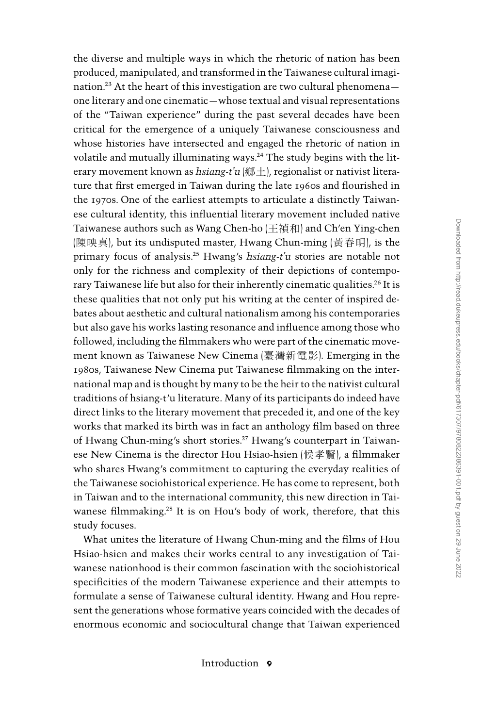the diverse and multiple ways in which the rhetoric of nation has been produced, manipulated, and transformed in the Taiwanese cultural imagination.[23] At the heart of this investigation are two cultural phenomena—one literary and one cinematic—whose textual and visual representations of the "Taiwan experience" during the past several decades have been critical for the emergence of a uniquely Taiwanese consciousness and whose histories have intersected and engaged the rhetoric of nation in volatile and mutually illuminating ways.[24] The study begins with the literary movement known as *hsiang-t'u* (鄉土), regionalist or nativist literature that first emerged in Taiwan during the late 1960s and flourished in the 1970s. One of the earliest attempts to articulate a distinctly Taiwanese cultural identity, this influential literary movement included native Taiwanese authors such as Wang Chen-ho (王禎和) and Ch'en Ying-chen (陳映真), but its undisputed master, Hwang Chun-ming (黃春明), is the primary focus of analysis.[25] Hwang's *hsiang-t'u* stories are notable not only for the richness and complexity of their depictions of contemporary Taiwanese life but also for their inherently cinematic qualities.[26] It is these qualities that not only put his writing at the center of inspired debates about aesthetic and cultural nationalism among his contemporaries but also gave his works lasting resonance and influence among those who followed, including the filmmakers who were part of the cinematic movement known as Taiwanese New Cinema (臺灣新電影). Emerging in the 1980s, Taiwanese New Cinema put Taiwanese filmmaking on the international map and is thought by many to be the heir to the nativist cultural traditions of hsiang-t'u literature. Many of its participants do indeed have direct links to the literary movement that preceded it, and one of the key works that marked its birth was in fact an anthology film based on three of Hwang Chun-ming's short stories.[27] Hwang's counterpart in Taiwanese New Cinema is the director Hou Hsiao-hsien (侯孝賢), a filmmaker who shares Hwang's commitment to capturing the everyday realities of the Taiwanese sociohistorical experience. He has come to represent, both in Taiwan and to the international community, this new direction in Taiwanese filmmaking.[28] It is on Hou's body of work, therefore, that this study focuses.

What unites the literature of Hwang Chun-ming and the films of Hou Hsiao-hsien and makes their works central to any investigation of Taiwanese nationhood is their common fascination with the sociohistorical specificities of the modern Taiwanese experience and their attempts to formulate a sense of Taiwanese cultural identity. Hwang and Hou represent the generations whose formative years coincided with the decades of enormous economic and sociocultural change that Taiwan experienced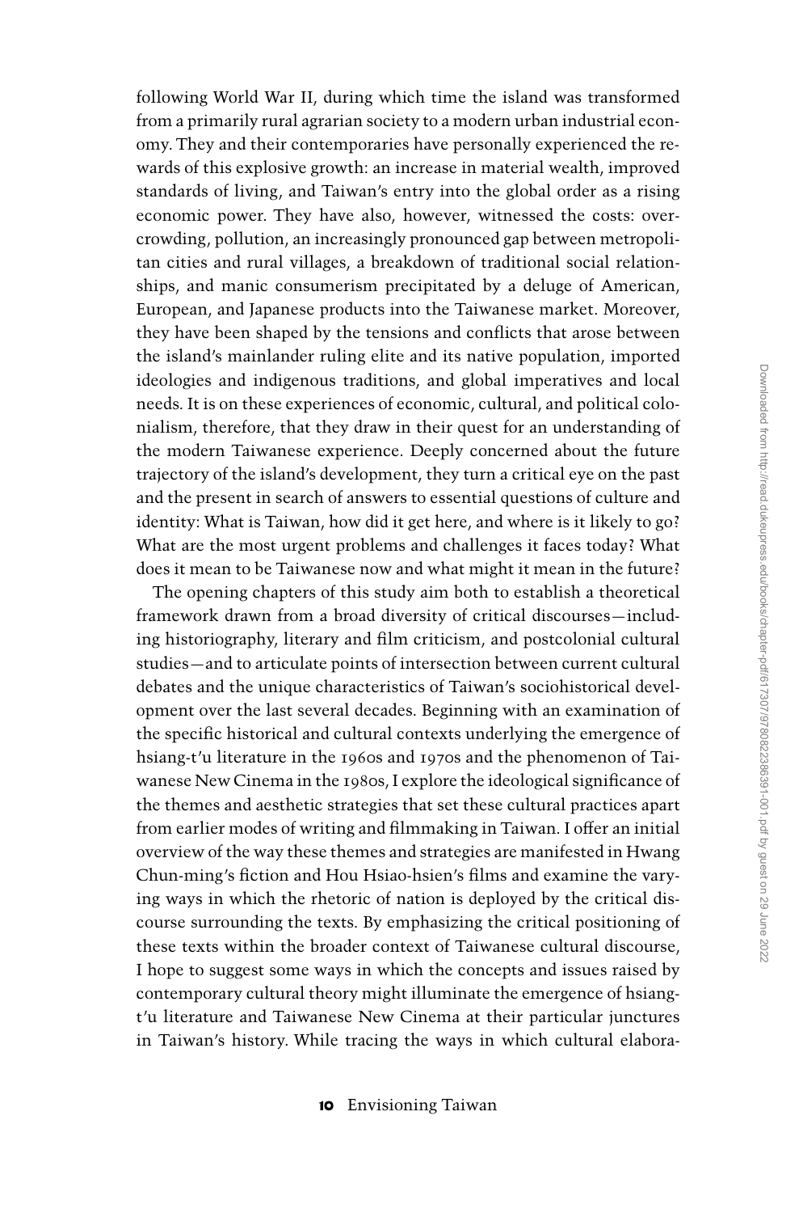following World War II, during which time the island was transformed from a primarily rural agrarian society to a modern urban industrial economy. They and their contemporaries have personally experienced the rewards of this explosive growth: an increase in material wealth, improved standards of living, and Taiwan's entry into the global order as a rising economic power. They have also, however, witnessed the costs: overcrowding, pollution, an increasingly pronounced gap between metropolitan cities and rural villages, a breakdown of traditional social relationships, and manic consumerism precipitated by a deluge of American, European, and Japanese products into the Taiwanese market. Moreover, they have been shaped by the tensions and conflicts that arose between the island's mainlander ruling elite and its native population, imported ideologies and indigenous traditions, and global imperatives and local needs. It is on these experiences of economic, cultural, and political colonialism, therefore, that they draw in their quest for an understanding of the modern Taiwanese experience. Deeply concerned about the future trajectory of the island's development, they turn a critical eye on the past and the present in search of answers to essential questions of culture and identity: What is Taiwan, how did it get here, and where is it likely to go? What are the most urgent problems and challenges it faces today? What does it mean to be Taiwanese now and what might it mean in the future?

The opening chapters of this study aim both to establish a theoretical framework drawn from a broad diversity of critical discourses—including historiography, literary and film criticism, and postcolonial cultural studies—and to articulate points of intersection between current cultural debates and the unique characteristics of Taiwan's sociohistorical development over the last several decades. Beginning with an examination of the specific historical and cultural contexts underlying the emergence of hsiang-t'u literature in the 1960s and 1970s and the phenomenon of Taiwanese New Cinema in the 1980s, I explore the ideological significance of the themes and aesthetic strategies that set these cultural practices apart from earlier modes of writing and filmmaking in Taiwan. I offer an initial overview of the way these themes and strategies are manifested in Hwang Chun-ming's fiction and Hou Hsiao-hsien's films and examine the varying ways in which the rhetoric of nation is deployed by the critical discourse surrounding the texts. By emphasizing the critical positioning of these texts within the broader context of Taiwanese cultural discourse, I hope to suggest some ways in which the concepts and issues raised by contemporary cultural theory might illuminate the emergence of hsiang-t'u literature and Taiwanese New Cinema at their particular junctures in Taiwan's history. While tracing the ways in which cultural elabora-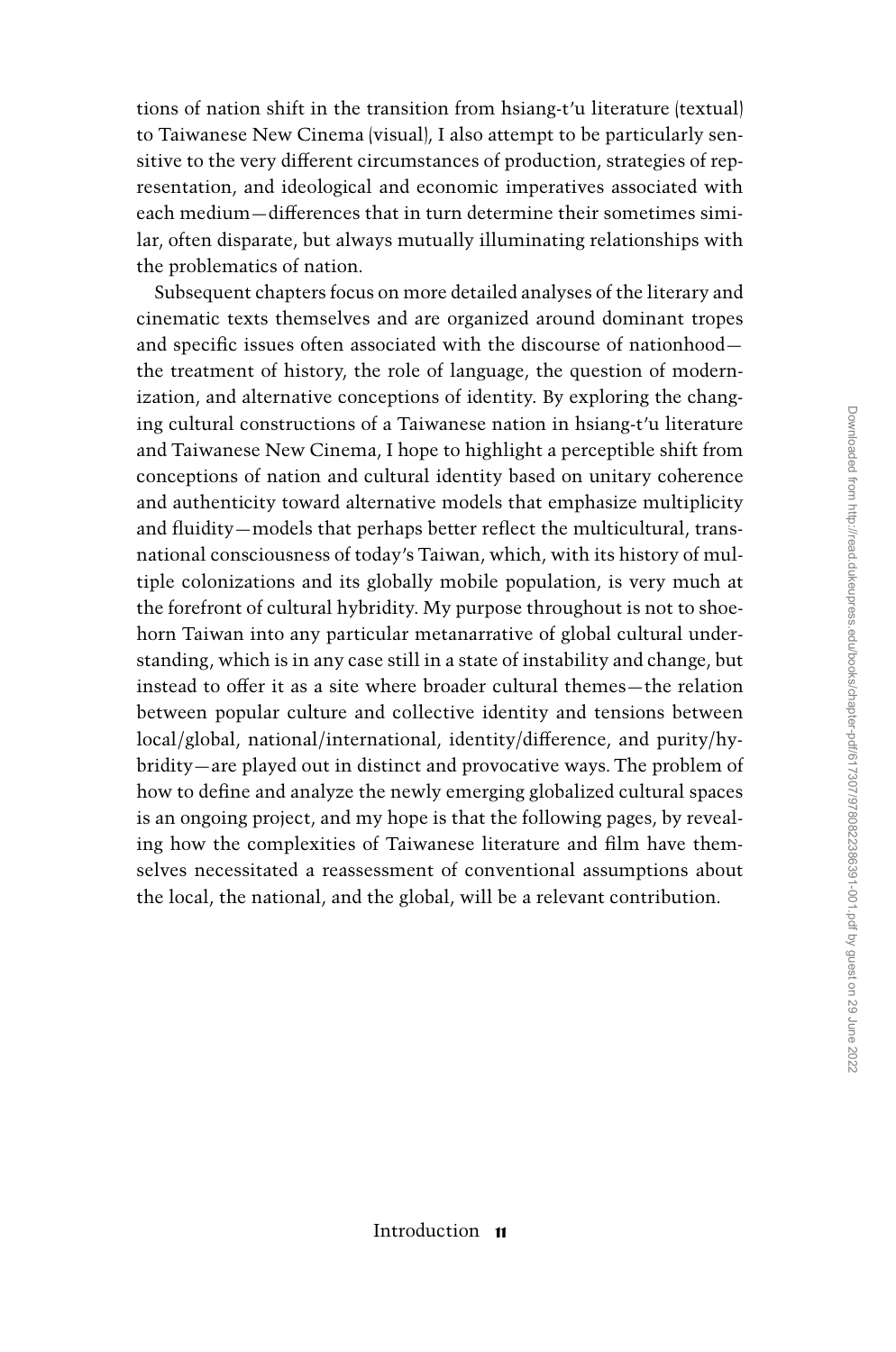tions of nation shift in the transition from hsiang-t'u literature (textual) to Taiwanese New Cinema (visual), I also attempt to be particularly sensitive to the very different circumstances of production, strategies of representation, and ideological and economic imperatives associated with each medium—differences that in turn determine their sometimes similar, often disparate, but always mutually illuminating relationships with the problematics of nation.

Subsequent chapters focus on more detailed analyses of the literary and cinematic texts themselves and are organized around dominant tropes and specific issues often associated with the discourse of nationhood—the treatment of history, the role of language, the question of modernization, and alternative conceptions of identity. By exploring the changing cultural constructions of a Taiwanese nation in hsiang-t'u literature and Taiwanese New Cinema, I hope to highlight a perceptible shift from conceptions of nation and cultural identity based on unitary coherence and authenticity toward alternative models that emphasize multiplicity and fluidity—models that perhaps better reflect the multicultural, transnational consciousness of today's Taiwan, which, with its history of multiple colonizations and its globally mobile population, is very much at the forefront of cultural hybridity. My purpose throughout is not to shoehorn Taiwan into any particular metanarrative of global cultural understanding, which is in any case still in a state of instability and change, but instead to offer it as a site where broader cultural themes—the relation between popular culture and collective identity and tensions between local/global, national/international, identity/difference, and purity/hybridity—are played out in distinct and provocative ways. The problem of how to define and analyze the newly emerging globalized cultural spaces is an ongoing project, and my hope is that the following pages, by revealing how the complexities of Taiwanese literature and film have themselves necessitated a reassessment of conventional assumptions about the local, the national, and the global, will be a relevant contribution.